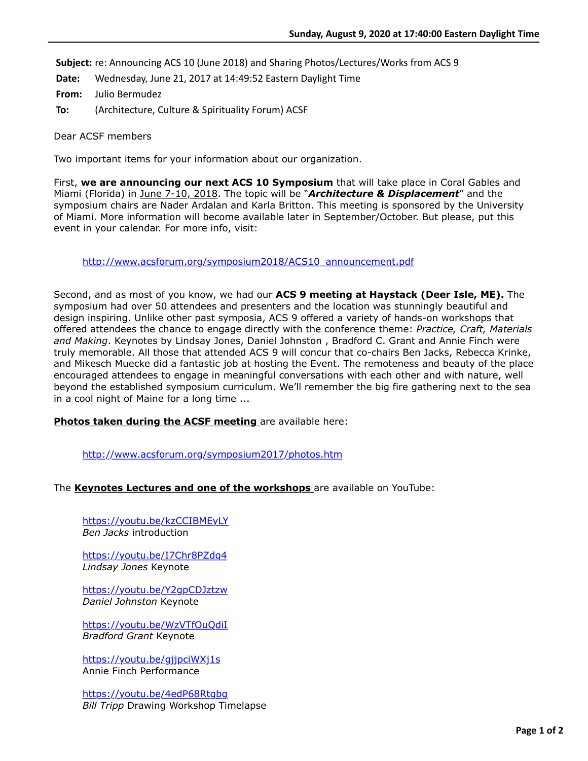**Subject:** re: Announcing ACS 10 (June 2018) and Sharing Photos/Lectures/Works from ACS 9

**Date:** Wednesday, June 21, 2017 at 14:49:52 Eastern Daylight Time

**From:** Julio Bermudez

**To:** (Architecture, Culture & Spirituality Forum) ACSF

Dear ACSF members

Two important items for your information about our organization.

First, **we are announcing our next ACS 10 Symposium** that will take place in Coral Gables and Miami (Florida) in June 7-10, 2018. The topic will be "***Architecture & Displacement***" and the symposium chairs are Nader Ardalan and Karla Britton. This meeting is sponsored by the University of Miami. More information will become available later in September/October. But please, put this event in your calendar. For more info, visit:

http://www.acsforum.org/symposium2018/ACS10_announcement.pdf

Second, and as most of you know, we had our **ACS 9 meeting at Haystack (Deer Isle, ME).** The symposium had over 50 attendees and presenters and the location was stunningly beautiful and design inspiring. Unlike other past symposia, ACS 9 offered a variety of hands-on workshops that offered attendees the chance to engage directly with the conference theme: *Practice, Craft, Materials and Making*. Keynotes by Lindsay Jones, Daniel Johnston , Bradford C. Grant and Annie Finch were truly memorable. All those that attended ACS 9 will concur that co-chairs Ben Jacks, Rebecca Krinke, and Mikesch Muecke did a fantastic job at hosting the Event. The remoteness and beauty of the place encouraged attendees to engage in meaningful conversations with each other and with nature, well beyond the established symposium curriculum. We'll remember the big fire gathering next to the sea in a cool night of Maine for a long time ...

**Photos taken during the ACSF meeting** are available here:

http://www.acsforum.org/symposium2017/photos.htm

The **Keynotes Lectures and one of the workshops** are available on YouTube:

https://youtu.be/kzCCIBMEyLY
*Ben Jacks* introduction

https://youtu.be/I7Chr8PZdq4
*Lindsay Jones* Keynote

https://youtu.be/Y2gpCDJztzw
*Daniel Johnston* Keynote

https://youtu.be/WzVTfOuQdiI
*Bradford Grant* Keynote

https://youtu.be/gjjpciWXj1s
Annie Finch Performance

https://youtu.be/4edP68Rtgbg
*Bill Tripp* Drawing Workshop Timelapse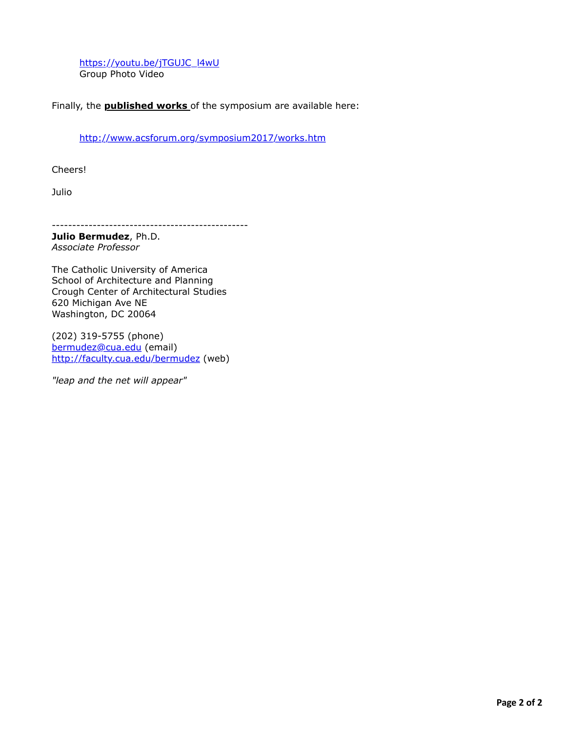https://youtu.be/jTGUJC_l4wU
Group Photo Video

Finally, the **published works** of the symposium are available here:

http://www.acsforum.org/symposium2017/works.htm

Cheers!

Julio

------------------------------------------------
**Julio Bermudez**, Ph.D.
*Associate Professor*

The Catholic University of America
School of Architecture and Planning
Crough Center of Architectural Studies
620 Michigan Ave NE
Washington, DC 20064

(202) 319-5755 (phone)
bermudez@cua.edu (email)
http://faculty.cua.edu/bermudez (web)

*"leap and the net will appear"*